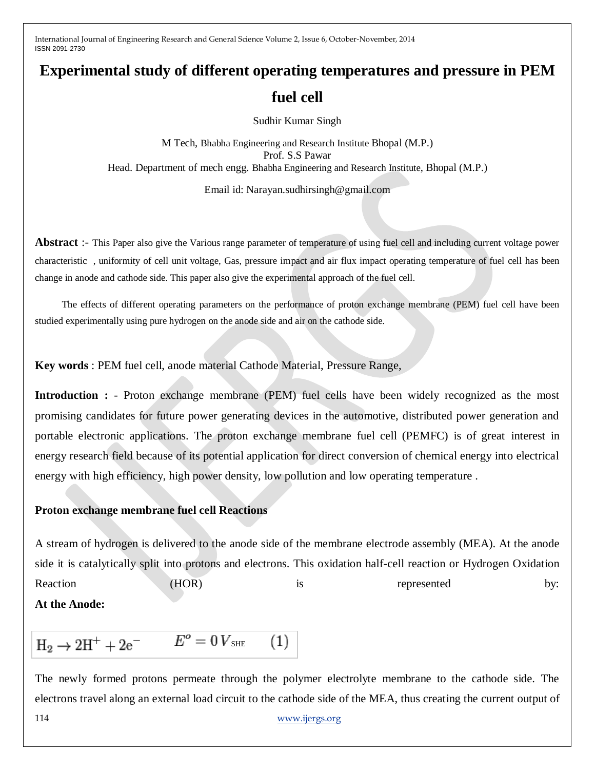# Experimental study of different operating temperatures and pressure in PEM fuel cell

Sudhir Kumar Singh

M Tech, Bhabha Engineering and Research Institute Bhopal (M.P.)
Prof. S.S Pawar
Head. Department of mech engg. Bhabha Engineering and Research Institute, Bhopal (M.P.)

Email id: Narayan.sudhirsingh@gmail.com

**Abstract** :- This Paper also give the Various range parameter of temperature of using fuel cell and including current voltage power characteristic , uniformity of cell unit voltage, Gas, pressure impact and air flux impact operating temperature of fuel cell has been change in anode and cathode side. This paper also give the experimental approach of the fuel cell.

The effects of different operating parameters on the performance of proton exchange membrane (PEM) fuel cell have been studied experimentally using pure hydrogen on the anode side and air on the cathode side.

**Key words** : PEM fuel cell, anode material Cathode Material, Pressure Range,

**Introduction :** - Proton exchange membrane (PEM) fuel cells have been widely recognized as the most promising candidates for future power generating devices in the automotive, distributed power generation and portable electronic applications. The proton exchange membrane fuel cell (PEMFC) is of great interest in energy research field because of its potential application for direct conversion of chemical energy into electrical energy with high efficiency, high power density, low pollution and low operating temperature .

**Proton exchange membrane fuel cell Reactions**

A stream of hydrogen is delivered to the anode side of the membrane electrode assembly (MEA). At the anode side it is catalytically split into protons and electrons. This oxidation half-cell reaction or Hydrogen Oxidation Reaction (HOR) is represented by:

**At the Anode:**

$$\mathrm{H_2 \rightarrow 2H^+ + 2e^-} \qquad E^o = 0\,V_{\mathrm{SHE}} \qquad (1)$$

The newly formed protons permeate through the polymer electrolyte membrane to the cathode side. The electrons travel along an external load circuit to the cathode side of the MEA, thus creating the current output of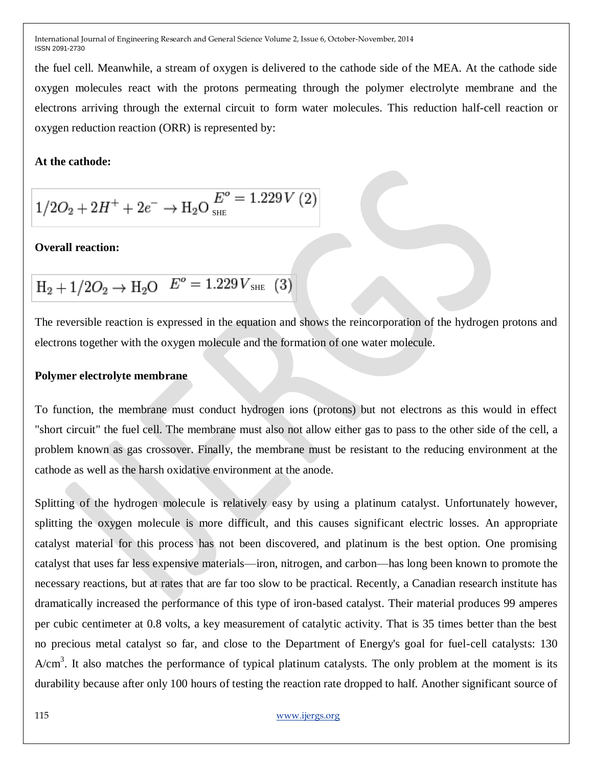the fuel cell. Meanwhile, a stream of oxygen is delivered to the cathode side of the MEA. At the cathode side oxygen molecules react with the protons permeating through the polymer electrolyte membrane and the electrons arriving through the external circuit to form water molecules. This reduction half-cell reaction or oxygen reduction reaction (ORR) is represented by:

**At the cathode:**

$$1/2O_2 + 2H^+ + 2e^- \rightarrow \mathrm{H_2O} \; E^o_{\mathrm{SHE}} = 1.229\,V \;(2)$$

**Overall reaction:**

$$\mathrm{H_2} + 1/2O_2 \rightarrow \mathrm{H_2O} \quad E^o = 1.229\,V_{\mathrm{SHE}} \quad (3)$$

The reversible reaction is expressed in the equation and shows the reincorporation of the hydrogen protons and electrons together with the oxygen molecule and the formation of one water molecule.

**Polymer electrolyte membrane**

To function, the membrane must conduct hydrogen ions (protons) but not electrons as this would in effect "short circuit" the fuel cell. The membrane must also not allow either gas to pass to the other side of the cell, a problem known as gas crossover. Finally, the membrane must be resistant to the reducing environment at the cathode as well as the harsh oxidative environment at the anode.

Splitting of the hydrogen molecule is relatively easy by using a platinum catalyst. Unfortunately however, splitting the oxygen molecule is more difficult, and this causes significant electric losses. An appropriate catalyst material for this process has not been discovered, and platinum is the best option. One promising catalyst that uses far less expensive materials—iron, nitrogen, and carbon—has long been known to promote the necessary reactions, but at rates that are far too slow to be practical. Recently, a Canadian research institute has dramatically increased the performance of this type of iron-based catalyst. Their material produces 99 amperes per cubic centimeter at 0.8 volts, a key measurement of catalytic activity. That is 35 times better than the best no precious metal catalyst so far, and close to the Department of Energy's goal for fuel-cell catalysts: 130 $A/cm^3$. It also matches the performance of typical platinum catalysts. The only problem at the moment is its durability because after only 100 hours of testing the reaction rate dropped to half. Another significant source of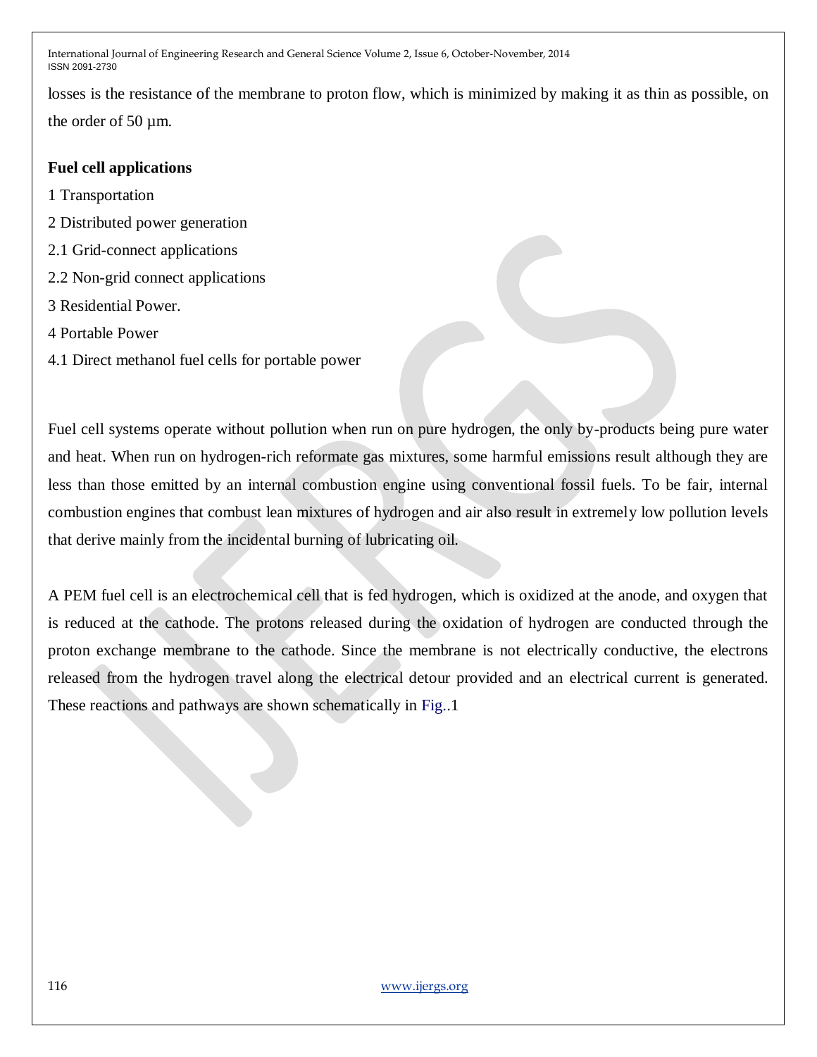losses is the resistance of the membrane to proton flow, which is minimized by making it as thin as possible, on the order of 50 µm.

**Fuel cell applications**

1 Transportation

2 Distributed power generation

2.1 Grid-connect applications

2.2 Non-grid connect applications

3 Residential Power.

4 Portable Power

4.1 Direct methanol fuel cells for portable power

Fuel cell systems operate without pollution when run on pure hydrogen, the only by-products being pure water and heat. When run on hydrogen-rich reformate gas mixtures, some harmful emissions result although they are less than those emitted by an internal combustion engine using conventional fossil fuels. To be fair, internal combustion engines that combust lean mixtures of hydrogen and air also result in extremely low pollution levels that derive mainly from the incidental burning of lubricating oil.

A PEM fuel cell is an electrochemical cell that is fed hydrogen, which is oxidized at the anode, and oxygen that is reduced at the cathode. The protons released during the oxidation of hydrogen are conducted through the proton exchange membrane to the cathode. Since the membrane is not electrically conductive, the electrons released from the hydrogen travel along the electrical detour provided and an electrical current is generated. These reactions and pathways are shown schematically in Fig..1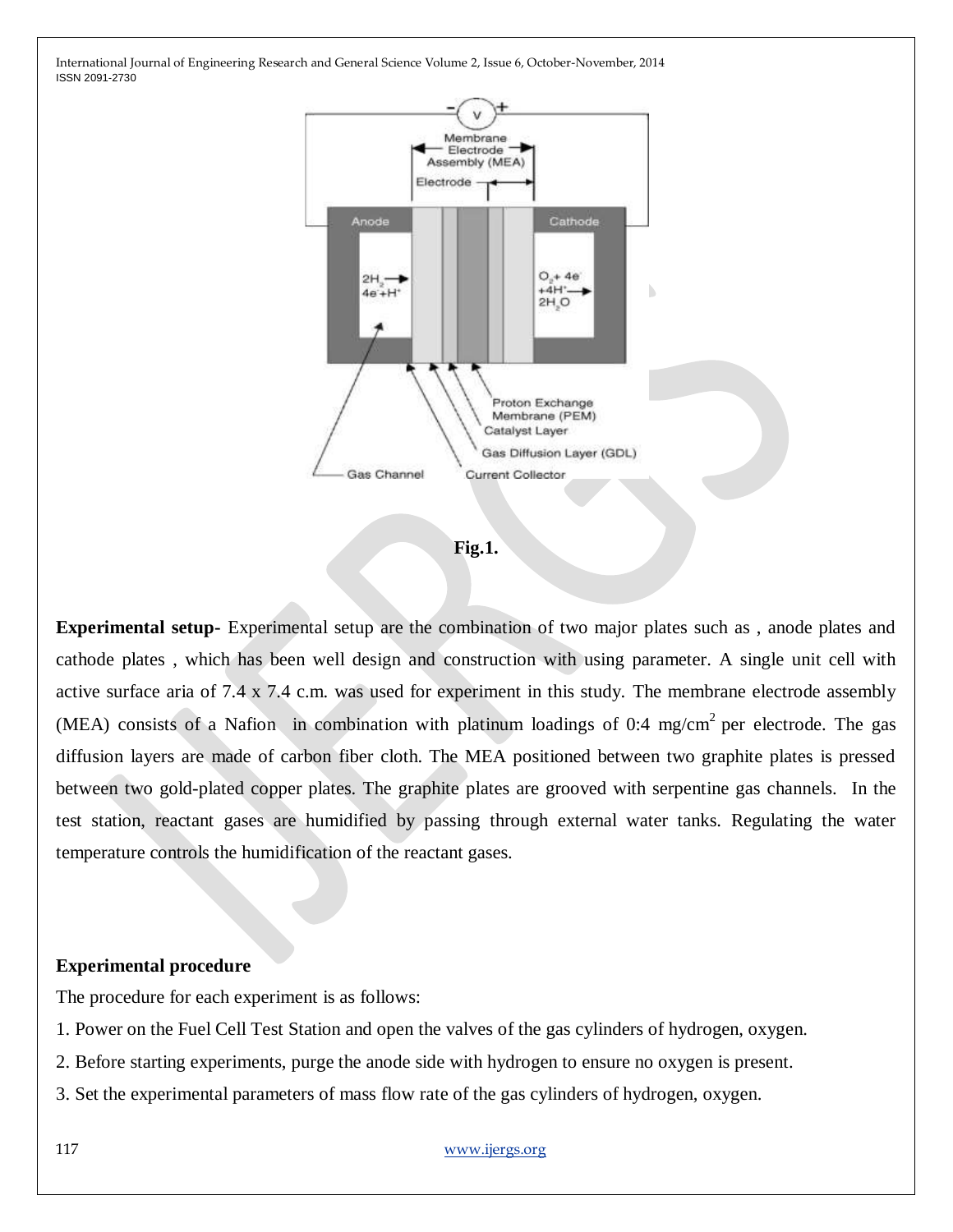Fig.1.

**Experimental setup-** Experimental setup are the combination of two major plates such as , anode plates and cathode plates , which has been well design and construction with using parameter. A single unit cell with active surface aria of 7.4 x 7.4 c.m. was used for experiment in this study. The membrane electrode assembly (MEA) consists of a Nafion in combination with platinum loadings of 0:4 mg/cm$^2$ per electrode. The gas diffusion layers are made of carbon fiber cloth. The MEA positioned between two graphite plates is pressed between two gold-plated copper plates. The graphite plates are grooved with serpentine gas channels. In the test station, reactant gases are humidified by passing through external water tanks. Regulating the water temperature controls the humidification of the reactant gases.

**Experimental procedure**

The procedure for each experiment is as follows:

1. Power on the Fuel Cell Test Station and open the valves of the gas cylinders of hydrogen, oxygen.
2. Before starting experiments, purge the anode side with hydrogen to ensure no oxygen is present.
3. Set the experimental parameters of mass flow rate of the gas cylinders of hydrogen, oxygen.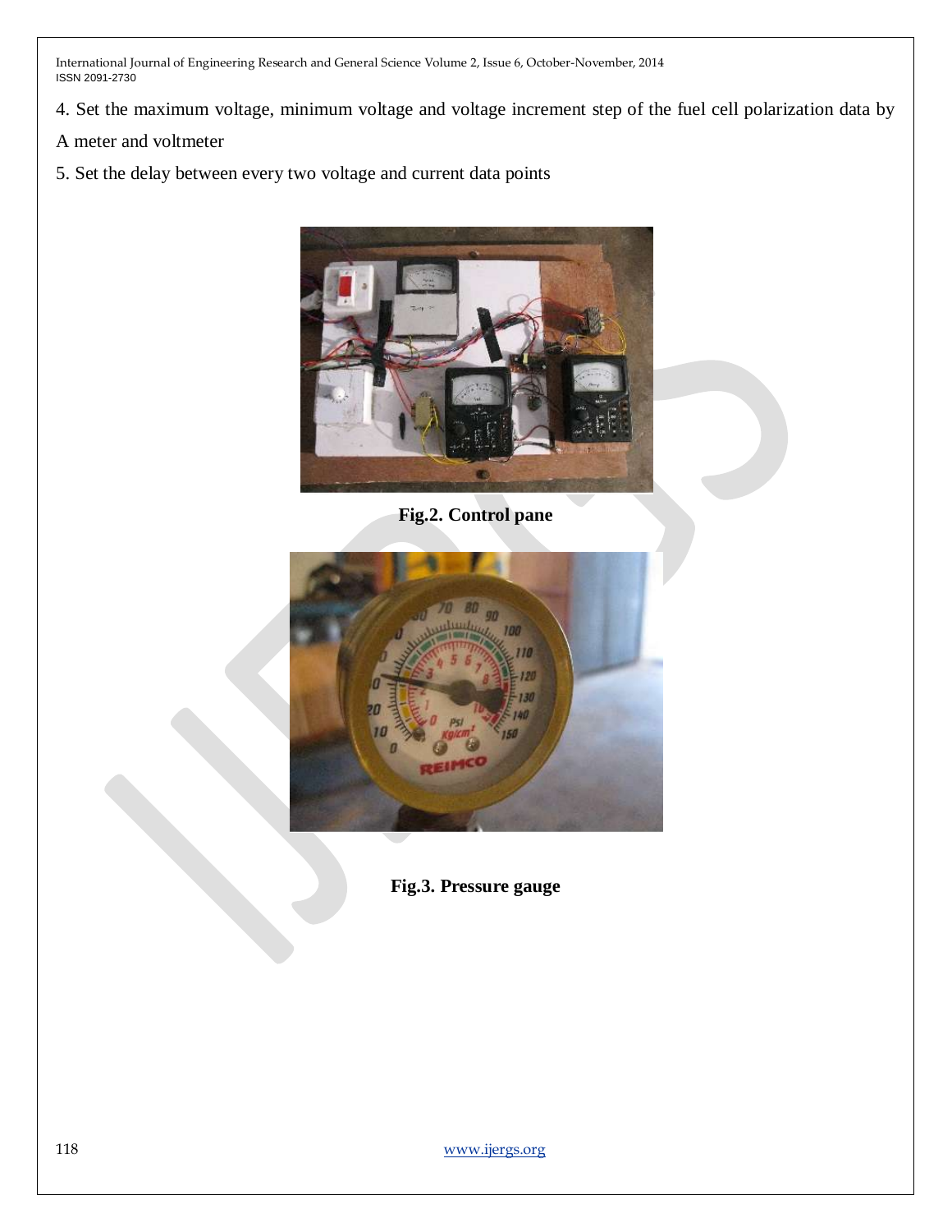4. Set the maximum voltage, minimum voltage and voltage increment step of the fuel cell polarization data by A meter and voltmeter

5. Set the delay between every two voltage and current data points

**Fig.2. Control pane**

**Fig.3. Pressure gauge**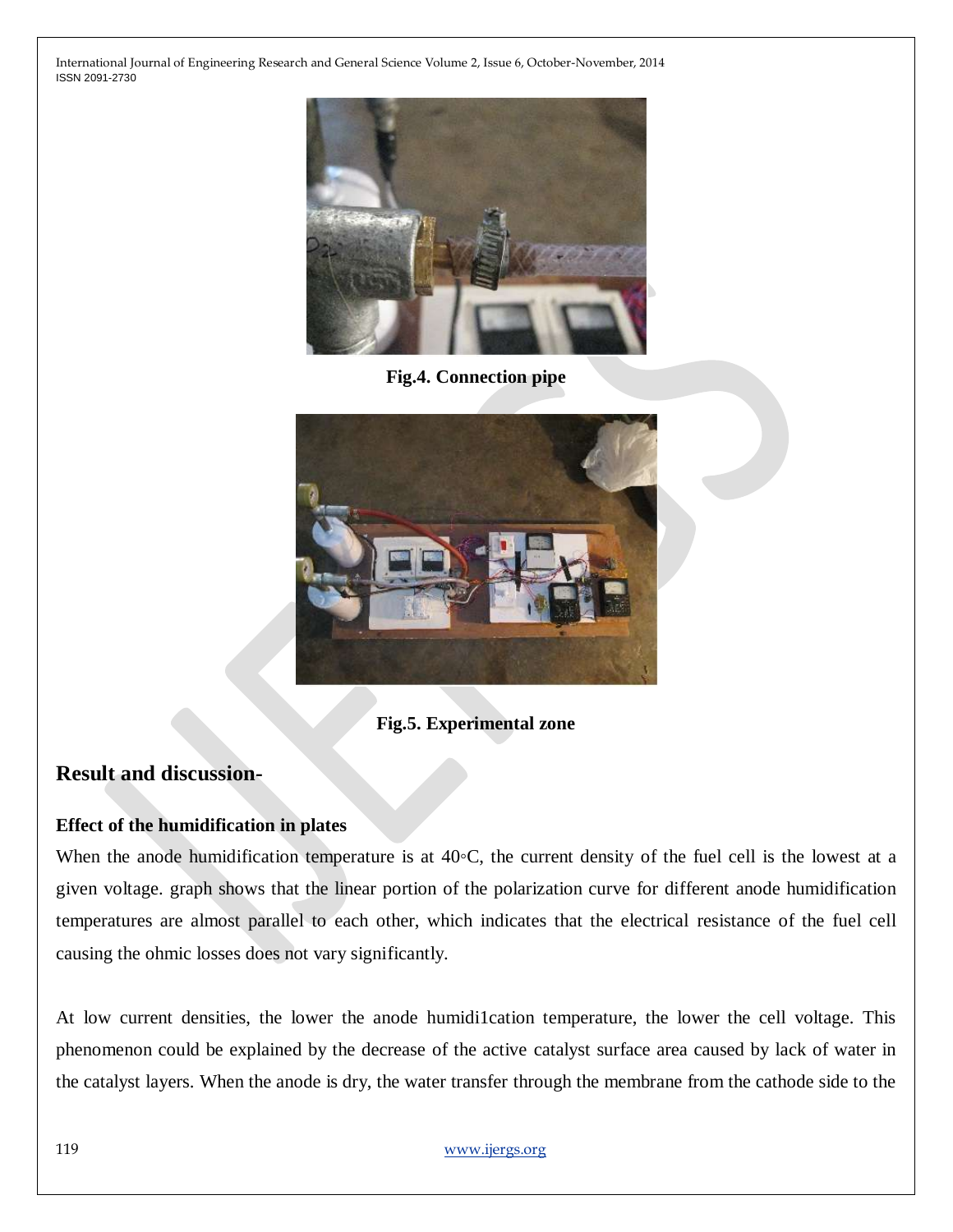**Fig.4. Connection pipe**

**Fig.5. Experimental zone**

## Result and discussion-

### Effect of the humidification in plates

When the anode humidification temperature is at 40◦C, the current density of the fuel cell is the lowest at a given voltage. graph shows that the linear portion of the polarization curve for different anode humidification temperatures are almost parallel to each other, which indicates that the electrical resistance of the fuel cell causing the ohmic losses does not vary significantly.

At low current densities, the lower the anode humidi1cation temperature, the lower the cell voltage. This phenomenon could be explained by the decrease of the active catalyst surface area caused by lack of water in the catalyst layers. When the anode is dry, the water transfer through the membrane from the cathode side to the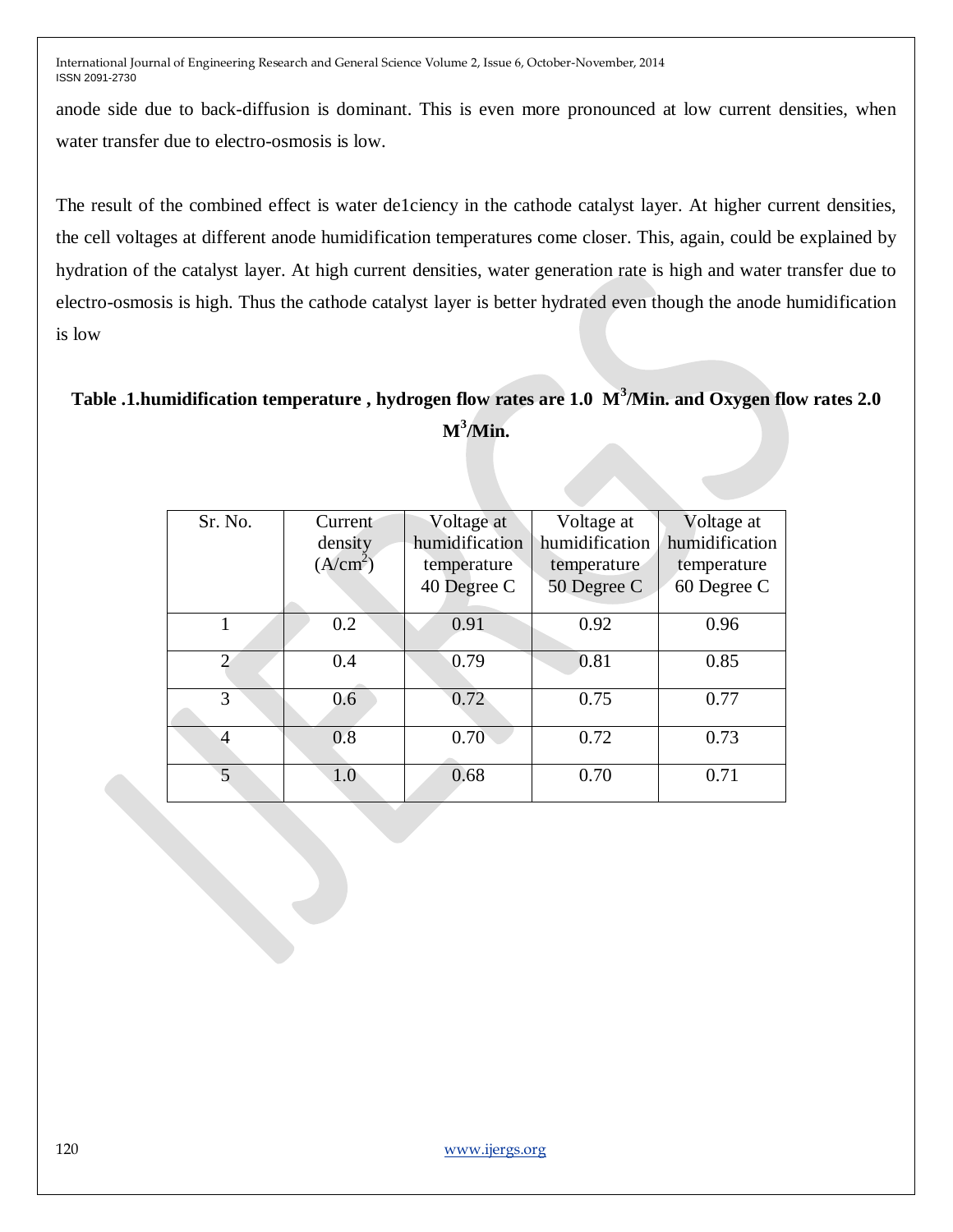anode side due to back-diffusion is dominant. This is even more pronounced at low current densities, when water transfer due to electro-osmosis is low.

The result of the combined effect is water de1ciency in the cathode catalyst layer. At higher current densities, the cell voltages at different anode humidification temperatures come closer. This, again, could be explained by hydration of the catalyst layer. At high current densities, water generation rate is high and water transfer due to electro-osmosis is high. Thus the cathode catalyst layer is better hydrated even though the anode humidification is low

**Table .1.humidification temperature , hydrogen flow rates are 1.0 $M^3$/Min. and Oxygen flow rates 2.0 $M^3$/Min.**

| Sr. No. | Current density ($A/cm^2$) | Voltage at humidification temperature 40 Degree C | Voltage at humidification temperature 50 Degree C | Voltage at humidification temperature 60 Degree C |
|---|---|---|---|---|
| 1 | 0.2 | 0.91 | 0.92 | 0.96 |
| 2 | 0.4 | 0.79 | 0.81 | 0.85 |
| 3 | 0.6 | 0.72 | 0.75 | 0.77 |
| 4 | 0.8 | 0.70 | 0.72 | 0.73 |
| 5 | 1.0 | 0.68 | 0.70 | 0.71 |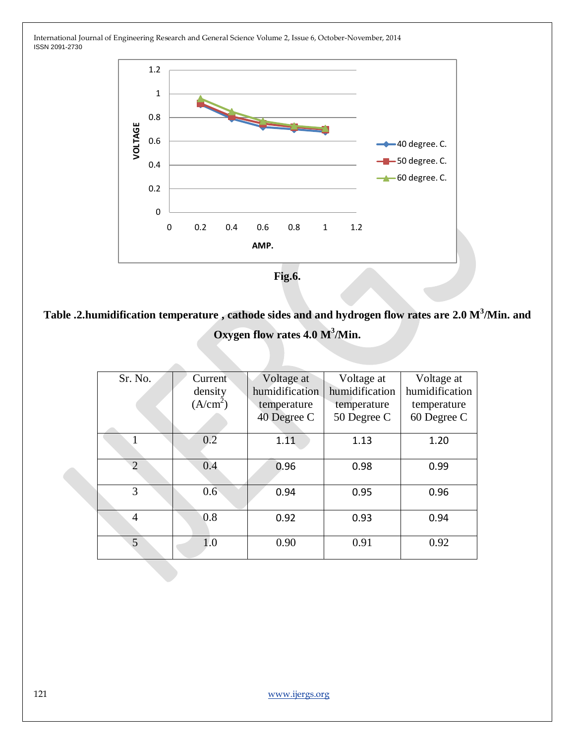Fig.6.

**Table .2.humidification temperature , cathode sides and and hydrogen flow rates are 2.0 $M^3$/Min. and Oxygen flow rates 4.0 $M^3$/Min.**

| Sr. No. | Current density ($A/cm^2$) | Voltage at humidification temperature 40 Degree C | Voltage at humidification temperature 50 Degree C | Voltage at humidification temperature 60 Degree C |
|---|---|---|---|---|
| 1 | 0.2 | 1.11 | 1.13 | 1.20 |
| 2 | 0.4 | 0.96 | 0.98 | 0.99 |
| 3 | 0.6 | 0.94 | 0.95 | 0.96 |
| 4 | 0.8 | 0.92 | 0.93 | 0.94 |
| 5 | 1.0 | 0.90 | 0.91 | 0.92 |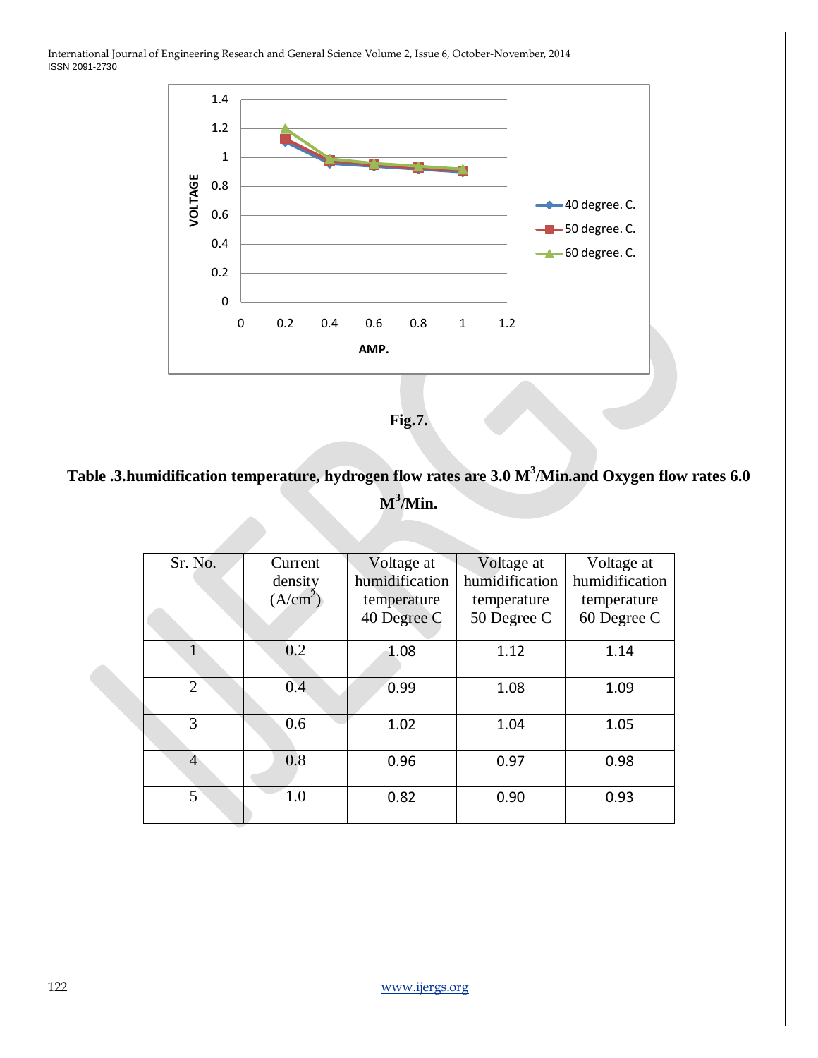Fig.7.

**Table .3.humidification temperature, hydrogen flow rates are 3.0 $M^3$/Min.and Oxygen flow rates 6.0 $M^3$/Min.**

| Sr. No. | Current density ($A/cm^2$) | Voltage at humidification temperature 40 Degree C | Voltage at humidification temperature 50 Degree C | Voltage at humidification temperature 60 Degree C |
|---|---|---|---|---|
| 1 | 0.2 | 1.08 | 1.12 | 1.14 |
| 2 | 0.4 | 0.99 | 1.08 | 1.09 |
| 3 | 0.6 | 1.02 | 1.04 | 1.05 |
| 4 | 0.8 | 0.96 | 0.97 | 0.98 |
| 5 | 1.0 | 0.82 | 0.90 | 0.93 |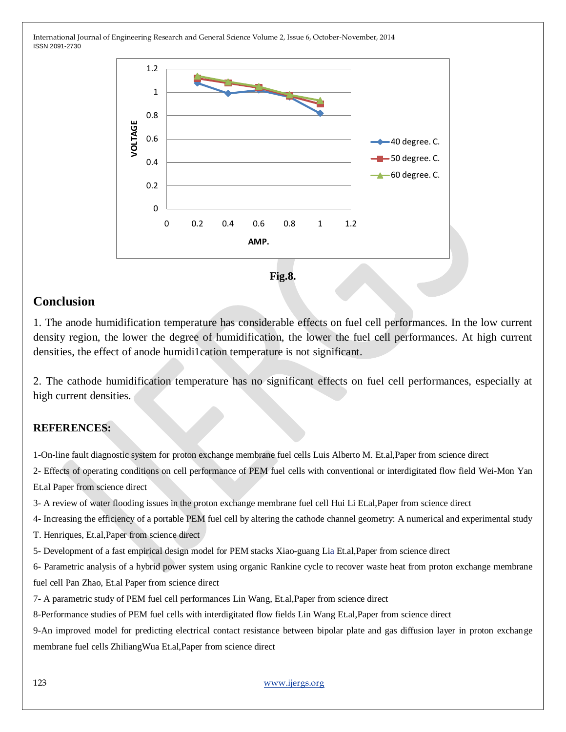1.2
1
0.8
0.6
0.4
0.2
0
VOLTAGE
0 0.2 0.4 0.6 0.8 1 1.2
AMP.
40 degree. C.
50 degree. C.
60 degree. C.

**Fig.8.**

## Conclusion

1. The anode humidification temperature has considerable effects on fuel cell performances. In the low current density region, the lower the degree of humidification, the lower the fuel cell performances. At high current densities, the effect of anode humidi1cation temperature is not significant.

2. The cathode humidification temperature has no significant effects on fuel cell performances, especially at high current densities.

### REFERENCES:

1-On-line fault diagnostic system for proton exchange membrane fuel cells Luis Alberto M. Et.al,Paper from science direct

2- Effects of operating conditions on cell performance of PEM fuel cells with conventional or interdigitated flow field Wei-Mon Yan Et.al Paper from science direct

3- A review of water flooding issues in the proton exchange membrane fuel cell Hui Li Et.al,Paper from science direct

4- Increasing the efficiency of a portable PEM fuel cell by altering the cathode channel geometry: A numerical and experimental study T. Henriques, Et.al,Paper from science direct

5- Development of a fast empirical design model for PEM stacks Xiao-guang Lia Et.al,Paper from science direct

6- Parametric analysis of a hybrid power system using organic Rankine cycle to recover waste heat from proton exchange membrane fuel cell Pan Zhao, Et.al Paper from science direct

7- A parametric study of PEM fuel cell performances Lin Wang, Et.al,Paper from science direct

8-Performance studies of PEM fuel cells with interdigitated flow fields Lin Wang Et.al,Paper from science direct

9-An improved model for predicting electrical contact resistance between bipolar plate and gas diffusion layer in proton exchange membrane fuel cells ZhiliangWua Et.al,Paper from science direct